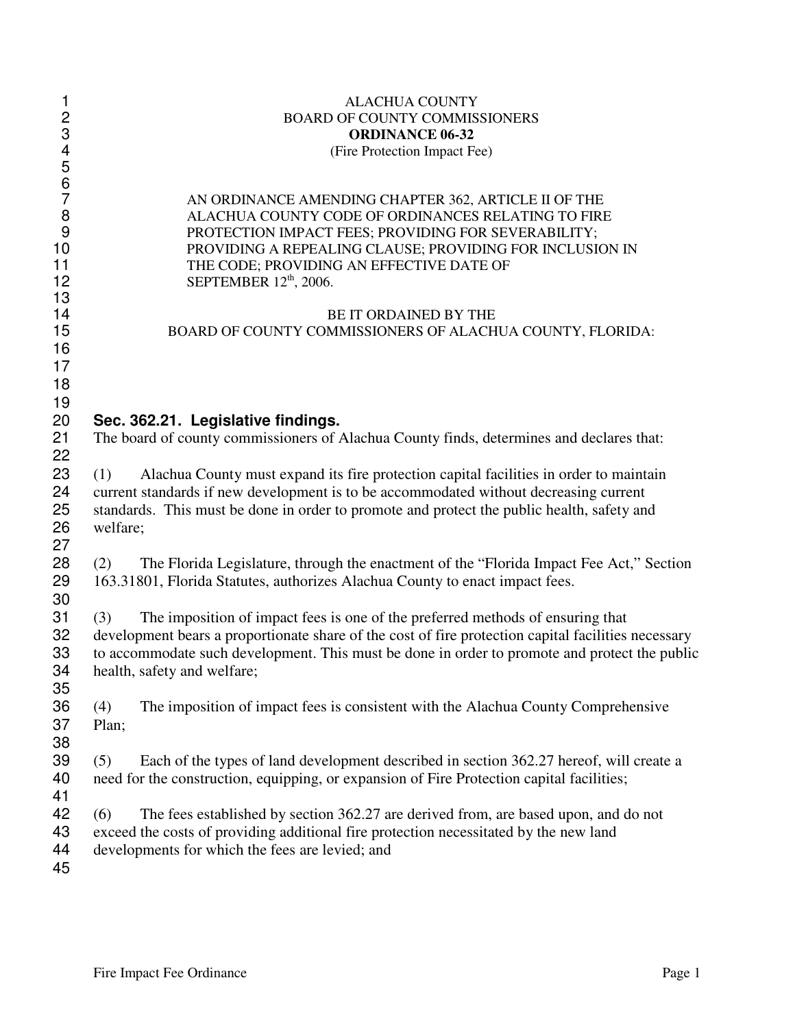ALACHUA COUNTY
BOARD OF COUNTY COMMISSIONERS
**ORDINANCE 06-32**
(Fire Protection Impact Fee)

AN ORDINANCE AMENDING CHAPTER 362, ARTICLE II OF THE ALACHUA COUNTY CODE OF ORDINANCES RELATING TO FIRE PROTECTION IMPACT FEES; PROVIDING FOR SEVERABILITY; PROVIDING A REPEALING CLAUSE; PROVIDING FOR INCLUSION IN THE CODE; PROVIDING AN EFFECTIVE DATE OF SEPTEMBER 12th, 2006.

BE IT ORDAINED BY THE
BOARD OF COUNTY COMMISSIONERS OF ALACHUA COUNTY, FLORIDA:

## Sec. 362.21. Legislative findings.

The board of county commissioners of Alachua County finds, determines and declares that:

(1) Alachua County must expand its fire protection capital facilities in order to maintain current standards if new development is to be accommodated without decreasing current standards. This must be done in order to promote and protect the public health, safety and welfare;

(2) The Florida Legislature, through the enactment of the "Florida Impact Fee Act," Section 163.31801, Florida Statutes, authorizes Alachua County to enact impact fees.

(3) The imposition of impact fees is one of the preferred methods of ensuring that development bears a proportionate share of the cost of fire protection capital facilities necessary to accommodate such development. This must be done in order to promote and protect the public health, safety and welfare;

(4) The imposition of impact fees is consistent with the Alachua County Comprehensive Plan;

(5) Each of the types of land development described in section 362.27 hereof, will create a need for the construction, equipping, or expansion of Fire Protection capital facilities;

(6) The fees established by section 362.27 are derived from, are based upon, and do not exceed the costs of providing additional fire protection necessitated by the new land developments for which the fees are levied; and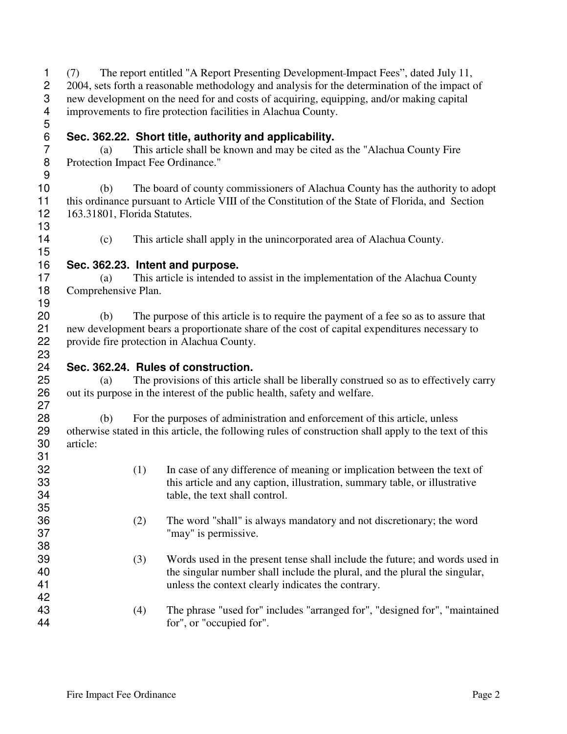(7) The report entitled "A Report Presenting Development-Impact Fees", dated July 11, 2004, sets forth a reasonable methodology and analysis for the determination of the impact of new development on the need for and costs of acquiring, equipping, and/or making capital improvements to fire protection facilities in Alachua County.

### Sec. 362.22. Short title, authority and applicability.

(a) This article shall be known and may be cited as the "Alachua County Fire Protection Impact Fee Ordinance."

(b) The board of county commissioners of Alachua County has the authority to adopt this ordinance pursuant to Article VIII of the Constitution of the State of Florida, and Section 163.31801, Florida Statutes.

(c) This article shall apply in the unincorporated area of Alachua County.

### Sec. 362.23. Intent and purpose.

(a) This article is intended to assist in the implementation of the Alachua County Comprehensive Plan.

(b) The purpose of this article is to require the payment of a fee so as to assure that new development bears a proportionate share of the cost of capital expenditures necessary to provide fire protection in Alachua County.

### Sec. 362.24. Rules of construction.

(a) The provisions of this article shall be liberally construed so as to effectively carry out its purpose in the interest of the public health, safety and welfare.

(b) For the purposes of administration and enforcement of this article, unless otherwise stated in this article, the following rules of construction shall apply to the text of this article:

(1) In case of any difference of meaning or implication between the text of this article and any caption, illustration, summary table, or illustrative table, the text shall control.

(2) The word "shall" is always mandatory and not discretionary; the word "may" is permissive.

(3) Words used in the present tense shall include the future; and words used in the singular number shall include the plural, and the plural the singular, unless the context clearly indicates the contrary.

(4) The phrase "used for" includes "arranged for", "designed for", "maintained for", or "occupied for".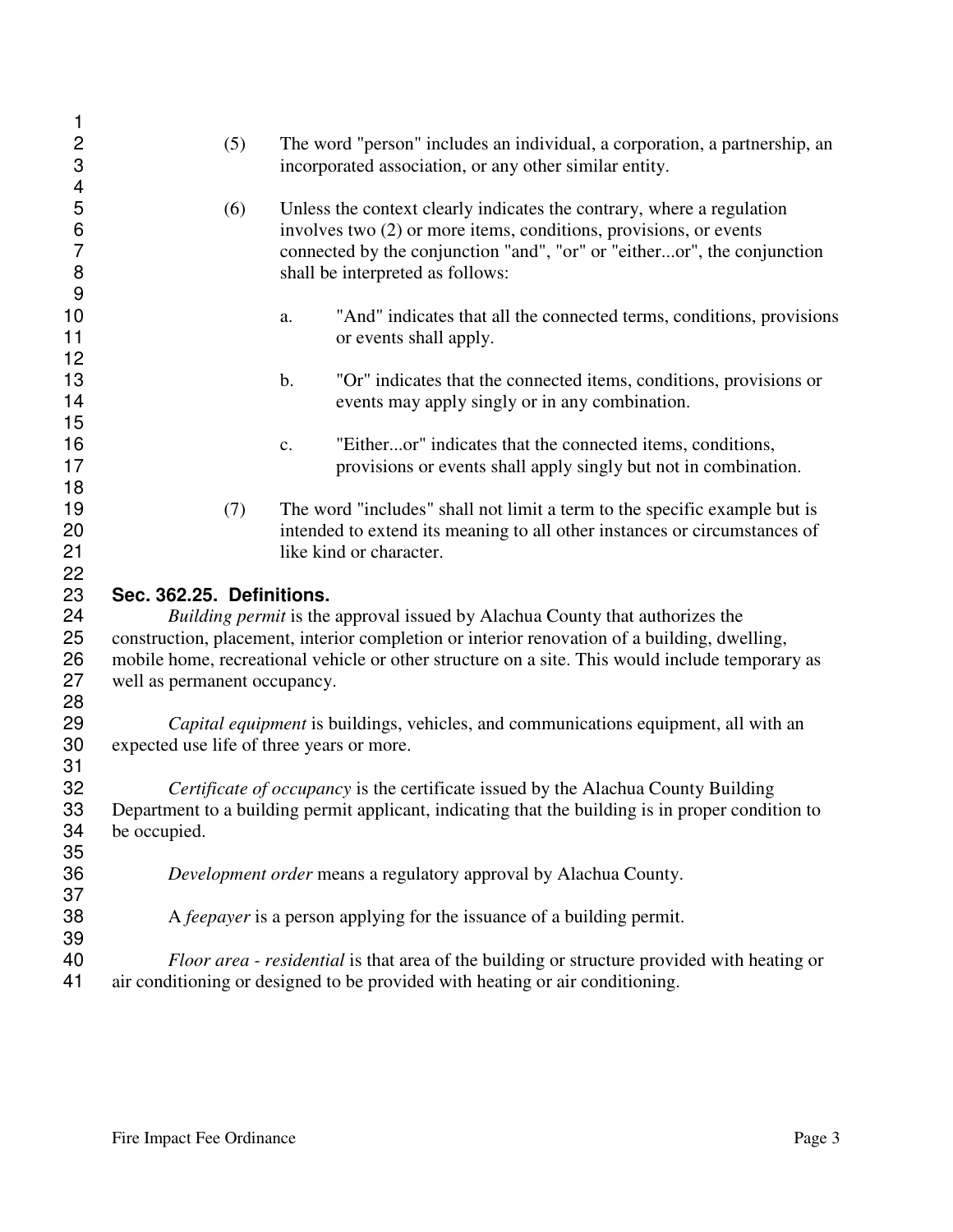(5) The word "person" includes an individual, a corporation, a partnership, an incorporated association, or any other similar entity.

(6) Unless the context clearly indicates the contrary, where a regulation involves two (2) or more items, conditions, provisions, or events connected by the conjunction "and", "or" or "either...or", the conjunction shall be interpreted as follows:

   a. "And" indicates that all the connected terms, conditions, provisions or events shall apply.

   b. "Or" indicates that the connected items, conditions, provisions or events may apply singly or in any combination.

   c. "Either...or" indicates that the connected items, conditions, provisions or events shall apply singly but not in combination.

(7) The word "includes" shall not limit a term to the specific example but is intended to extend its meaning to all other instances or circumstances of like kind or character.

### Sec. 362.25. Definitions.

*Building permit* is the approval issued by Alachua County that authorizes the construction, placement, interior completion or interior renovation of a building, dwelling, mobile home, recreational vehicle or other structure on a site. This would include temporary as well as permanent occupancy.

*Capital equipment* is buildings, vehicles, and communications equipment, all with an expected use life of three years or more.

*Certificate of occupancy* is the certificate issued by the Alachua County Building Department to a building permit applicant, indicating that the building is in proper condition to be occupied.

*Development order* means a regulatory approval by Alachua County.

A *feepayer* is a person applying for the issuance of a building permit.

*Floor area - residential* is that area of the building or structure provided with heating or air conditioning or designed to be provided with heating or air conditioning.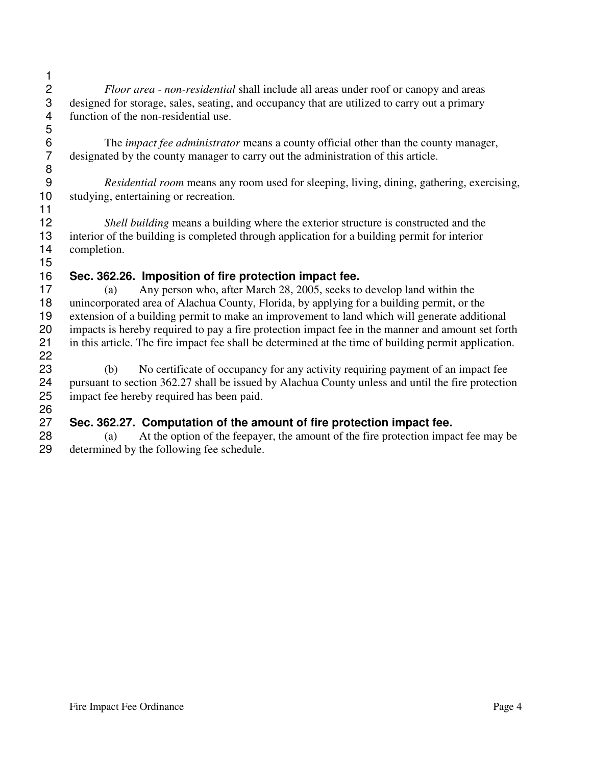*Floor area - non-residential* shall include all areas under roof or canopy and areas designed for storage, sales, seating, and occupancy that are utilized to carry out a primary function of the non-residential use.

The *impact fee administrator* means a county official other than the county manager, designated by the county manager to carry out the administration of this article.

*Residential room* means any room used for sleeping, living, dining, gathering, exercising, studying, entertaining or recreation.

*Shell building* means a building where the exterior structure is constructed and the interior of the building is completed through application for a building permit for interior completion.

### Sec. 362.26. Imposition of fire protection impact fee.

(a) Any person who, after March 28, 2005, seeks to develop land within the unincorporated area of Alachua County, Florida, by applying for a building permit, or the extension of a building permit to make an improvement to land which will generate additional impacts is hereby required to pay a fire protection impact fee in the manner and amount set forth in this article. The fire impact fee shall be determined at the time of building permit application.

(b) No certificate of occupancy for any activity requiring payment of an impact fee pursuant to section 362.27 shall be issued by Alachua County unless and until the fire protection impact fee hereby required has been paid.

### Sec. 362.27. Computation of the amount of fire protection impact fee.

(a) At the option of the feepayer, the amount of the fire protection impact fee may be determined by the following fee schedule.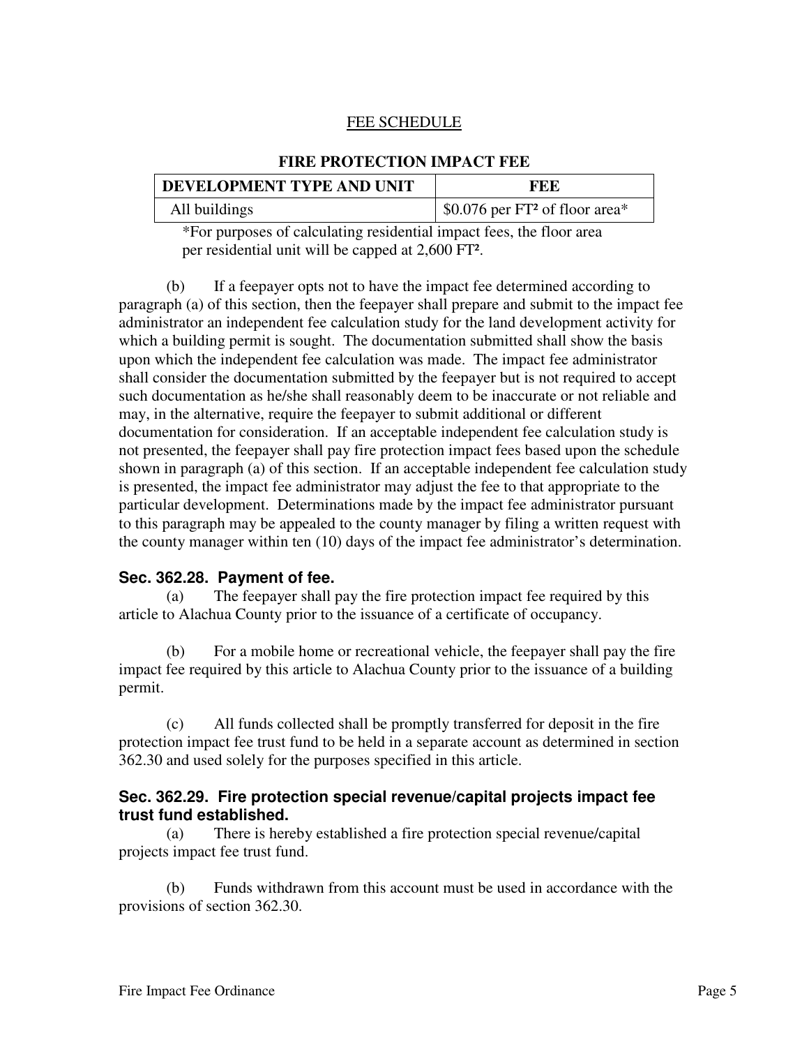<u>FEE SCHEDULE</u>

**FIRE PROTECTION IMPACT FEE**

| DEVELOPMENT TYPE AND UNIT | FEE |
|---|---|
| All buildings | \$0.076 per $FT^2$ of floor area* |

*For purposes of calculating residential impact fees, the floor area per residential unit will be capped at 2,600 $FT^2$.

(b) If a feepayer opts not to have the impact fee determined according to paragraph (a) of this section, then the feepayer shall prepare and submit to the impact fee administrator an independent fee calculation study for the land development activity for which a building permit is sought. The documentation submitted shall show the basis upon which the independent fee calculation was made. The impact fee administrator shall consider the documentation submitted by the feepayer but is not required to accept such documentation as he/she shall reasonably deem to be inaccurate or not reliable and may, in the alternative, require the feepayer to submit additional or different documentation for consideration. If an acceptable independent fee calculation study is not presented, the feepayer shall pay fire protection impact fees based upon the schedule shown in paragraph (a) of this section. If an acceptable independent fee calculation study is presented, the impact fee administrator may adjust the fee to that appropriate to the particular development. Determinations made by the impact fee administrator pursuant to this paragraph may be appealed to the county manager by filing a written request with the county manager within ten (10) days of the impact fee administrator's determination.

### Sec. 362.28. Payment of fee.

(a) The feepayer shall pay the fire protection impact fee required by this article to Alachua County prior to the issuance of a certificate of occupancy.

(b) For a mobile home or recreational vehicle, the feepayer shall pay the fire impact fee required by this article to Alachua County prior to the issuance of a building permit.

(c) All funds collected shall be promptly transferred for deposit in the fire protection impact fee trust fund to be held in a separate account as determined in section 362.30 and used solely for the purposes specified in this article.

### Sec. 362.29. Fire protection special revenue/capital projects impact fee trust fund established.

(a) There is hereby established a fire protection special revenue/capital projects impact fee trust fund.

(b) Funds withdrawn from this account must be used in accordance with the provisions of section 362.30.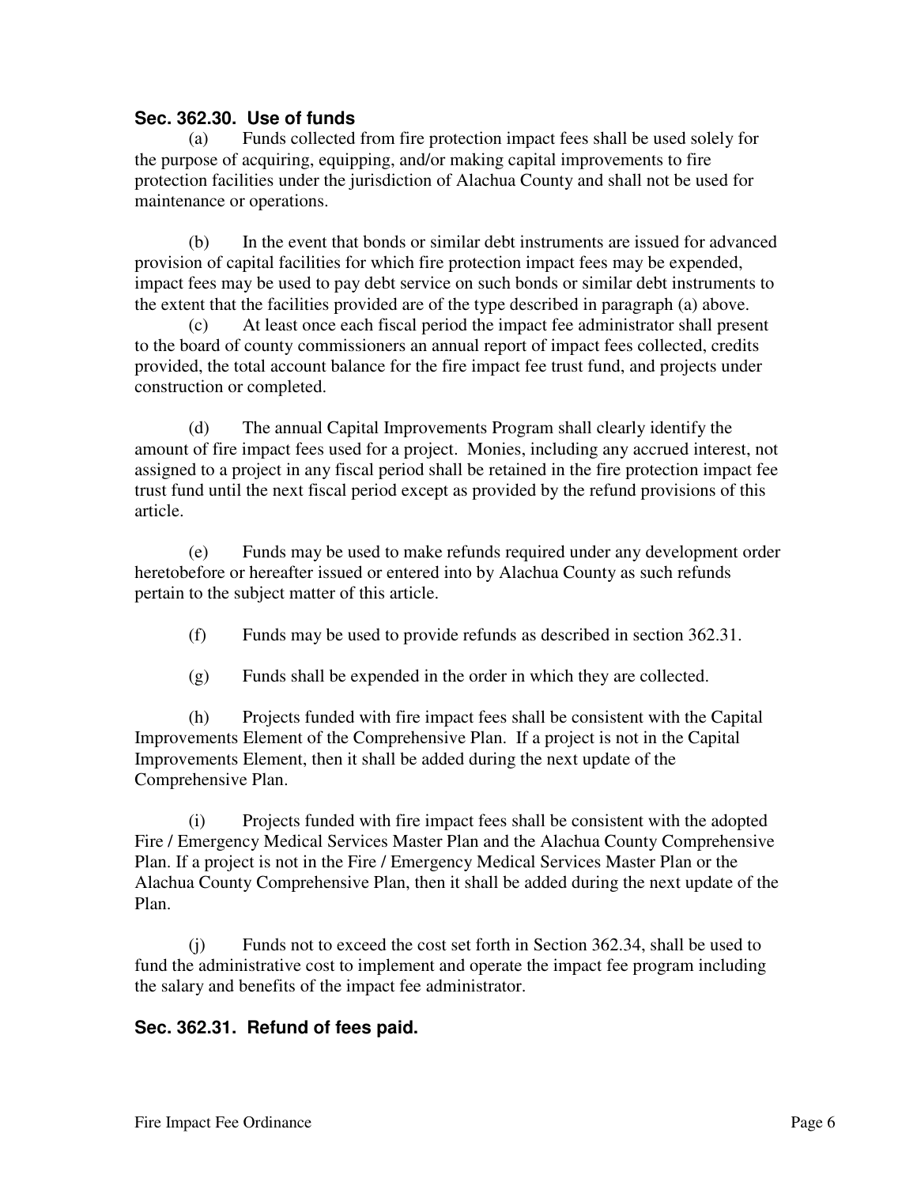### Sec. 362.30. Use of funds

(a) Funds collected from fire protection impact fees shall be used solely for the purpose of acquiring, equipping, and/or making capital improvements to fire protection facilities under the jurisdiction of Alachua County and shall not be used for maintenance or operations.

(b) In the event that bonds or similar debt instruments are issued for advanced provision of capital facilities for which fire protection impact fees may be expended, impact fees may be used to pay debt service on such bonds or similar debt instruments to the extent that the facilities provided are of the type described in paragraph (a) above.

(c) At least once each fiscal period the impact fee administrator shall present to the board of county commissioners an annual report of impact fees collected, credits provided, the total account balance for the fire impact fee trust fund, and projects under construction or completed.

(d) The annual Capital Improvements Program shall clearly identify the amount of fire impact fees used for a project. Monies, including any accrued interest, not assigned to a project in any fiscal period shall be retained in the fire protection impact fee trust fund until the next fiscal period except as provided by the refund provisions of this article.

(e) Funds may be used to make refunds required under any development order heretobefore or hereafter issued or entered into by Alachua County as such refunds pertain to the subject matter of this article.

(f) Funds may be used to provide refunds as described in section 362.31.

(g) Funds shall be expended in the order in which they are collected.

(h) Projects funded with fire impact fees shall be consistent with the Capital Improvements Element of the Comprehensive Plan. If a project is not in the Capital Improvements Element, then it shall be added during the next update of the Comprehensive Plan.

(i) Projects funded with fire impact fees shall be consistent with the adopted Fire / Emergency Medical Services Master Plan and the Alachua County Comprehensive Plan. If a project is not in the Fire / Emergency Medical Services Master Plan or the Alachua County Comprehensive Plan, then it shall be added during the next update of the Plan.

(j) Funds not to exceed the cost set forth in Section 362.34, shall be used to fund the administrative cost to implement and operate the impact fee program including the salary and benefits of the impact fee administrator.

### Sec. 362.31. Refund of fees paid.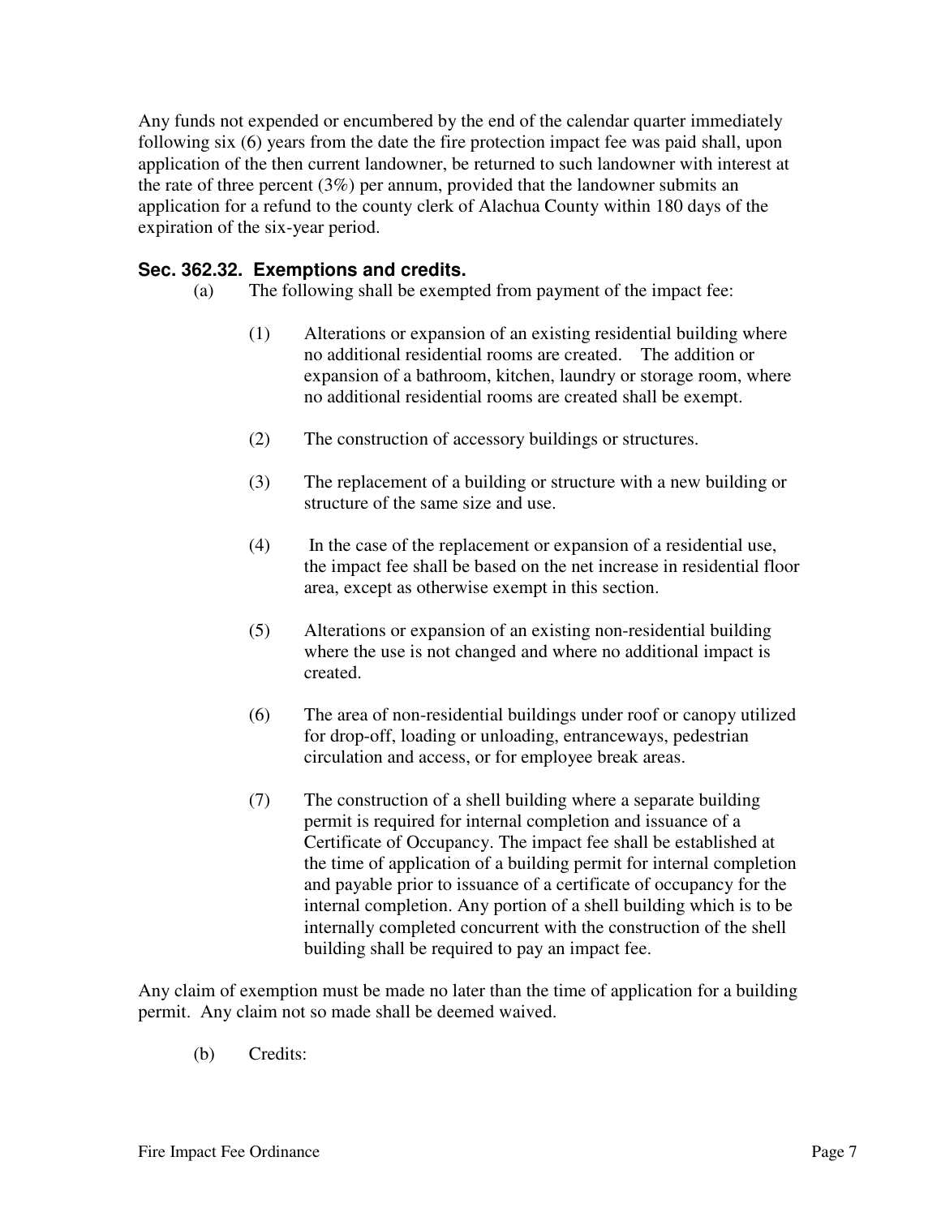Any funds not expended or encumbered by the end of the calendar quarter immediately following six (6) years from the date the fire protection impact fee was paid shall, upon application of the then current landowner, be returned to such landowner with interest at the rate of three percent (3%) per annum, provided that the landowner submits an application for a refund to the county clerk of Alachua County within 180 days of the expiration of the six-year period.

### Sec. 362.32. Exemptions and credits.

(a) The following shall be exempted from payment of the impact fee:

(1) Alterations or expansion of an existing residential building where no additional residential rooms are created. The addition or expansion of a bathroom, kitchen, laundry or storage room, where no additional residential rooms are created shall be exempt.

(2) The construction of accessory buildings or structures.

(3) The replacement of a building or structure with a new building or structure of the same size and use.

(4) In the case of the replacement or expansion of a residential use, the impact fee shall be based on the net increase in residential floor area, except as otherwise exempt in this section.

(5) Alterations or expansion of an existing non-residential building where the use is not changed and where no additional impact is created.

(6) The area of non-residential buildings under roof or canopy utilized for drop-off, loading or unloading, entranceways, pedestrian circulation and access, or for employee break areas.

(7) The construction of a shell building where a separate building permit is required for internal completion and issuance of a Certificate of Occupancy. The impact fee shall be established at the time of application of a building permit for internal completion and payable prior to issuance of a certificate of occupancy for the internal completion. Any portion of a shell building which is to be internally completed concurrent with the construction of the shell building shall be required to pay an impact fee.

Any claim of exemption must be made no later than the time of application for a building permit. Any claim not so made shall be deemed waived.

(b) Credits: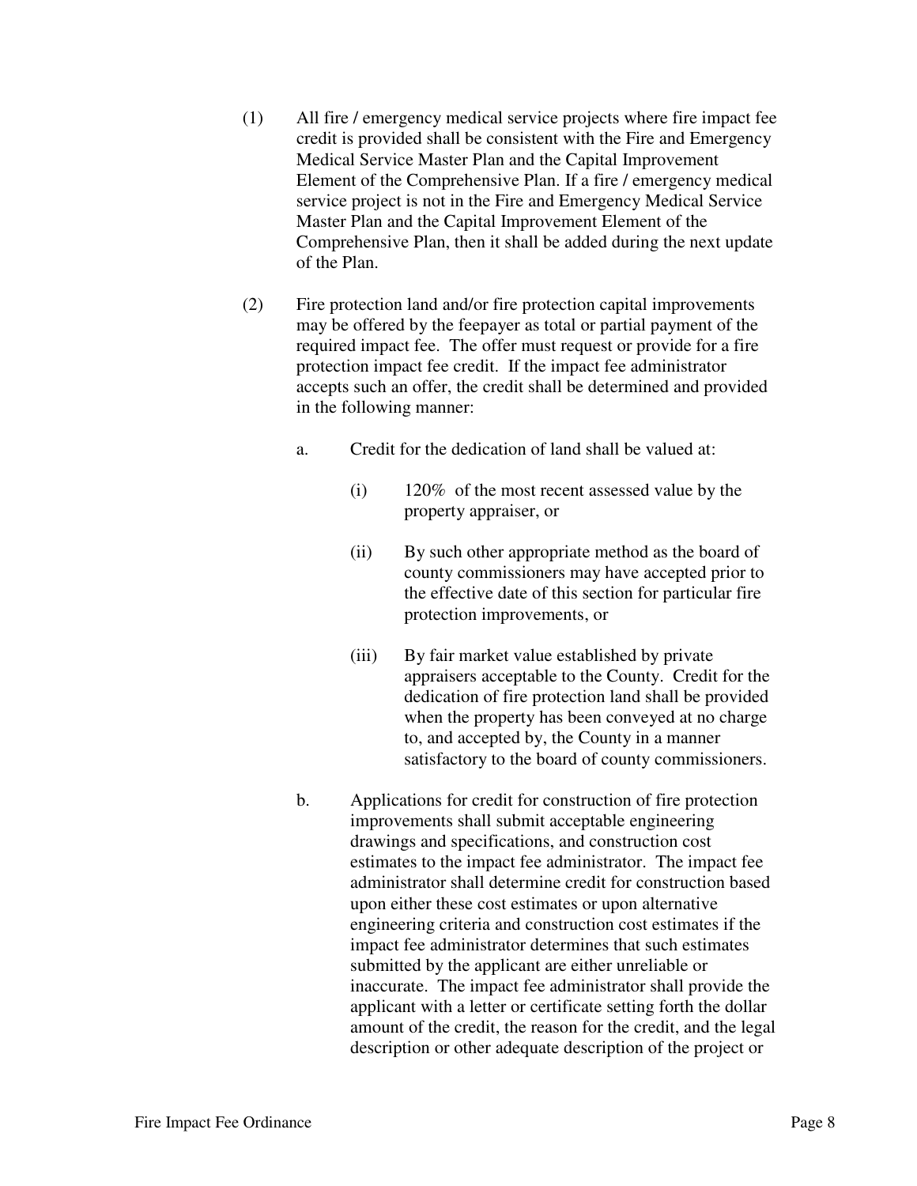(1) All fire / emergency medical service projects where fire impact fee credit is provided shall be consistent with the Fire and Emergency Medical Service Master Plan and the Capital Improvement Element of the Comprehensive Plan. If a fire / emergency medical service project is not in the Fire and Emergency Medical Service Master Plan and the Capital Improvement Element of the Comprehensive Plan, then it shall be added during the next update of the Plan.

(2) Fire protection land and/or fire protection capital improvements may be offered by the feepayer as total or partial payment of the required impact fee. The offer must request or provide for a fire protection impact fee credit. If the impact fee administrator accepts such an offer, the credit shall be determined and provided in the following manner:

a. Credit for the dedication of land shall be valued at:

(i) 120% of the most recent assessed value by the property appraiser, or

(ii) By such other appropriate method as the board of county commissioners may have accepted prior to the effective date of this section for particular fire protection improvements, or

(iii) By fair market value established by private appraisers acceptable to the County. Credit for the dedication of fire protection land shall be provided when the property has been conveyed at no charge to, and accepted by, the County in a manner satisfactory to the board of county commissioners.

b. Applications for credit for construction of fire protection improvements shall submit acceptable engineering drawings and specifications, and construction cost estimates to the impact fee administrator. The impact fee administrator shall determine credit for construction based upon either these cost estimates or upon alternative engineering criteria and construction cost estimates if the impact fee administrator determines that such estimates submitted by the applicant are either unreliable or inaccurate. The impact fee administrator shall provide the applicant with a letter or certificate setting forth the dollar amount of the credit, the reason for the credit, and the legal description or other adequate description of the project or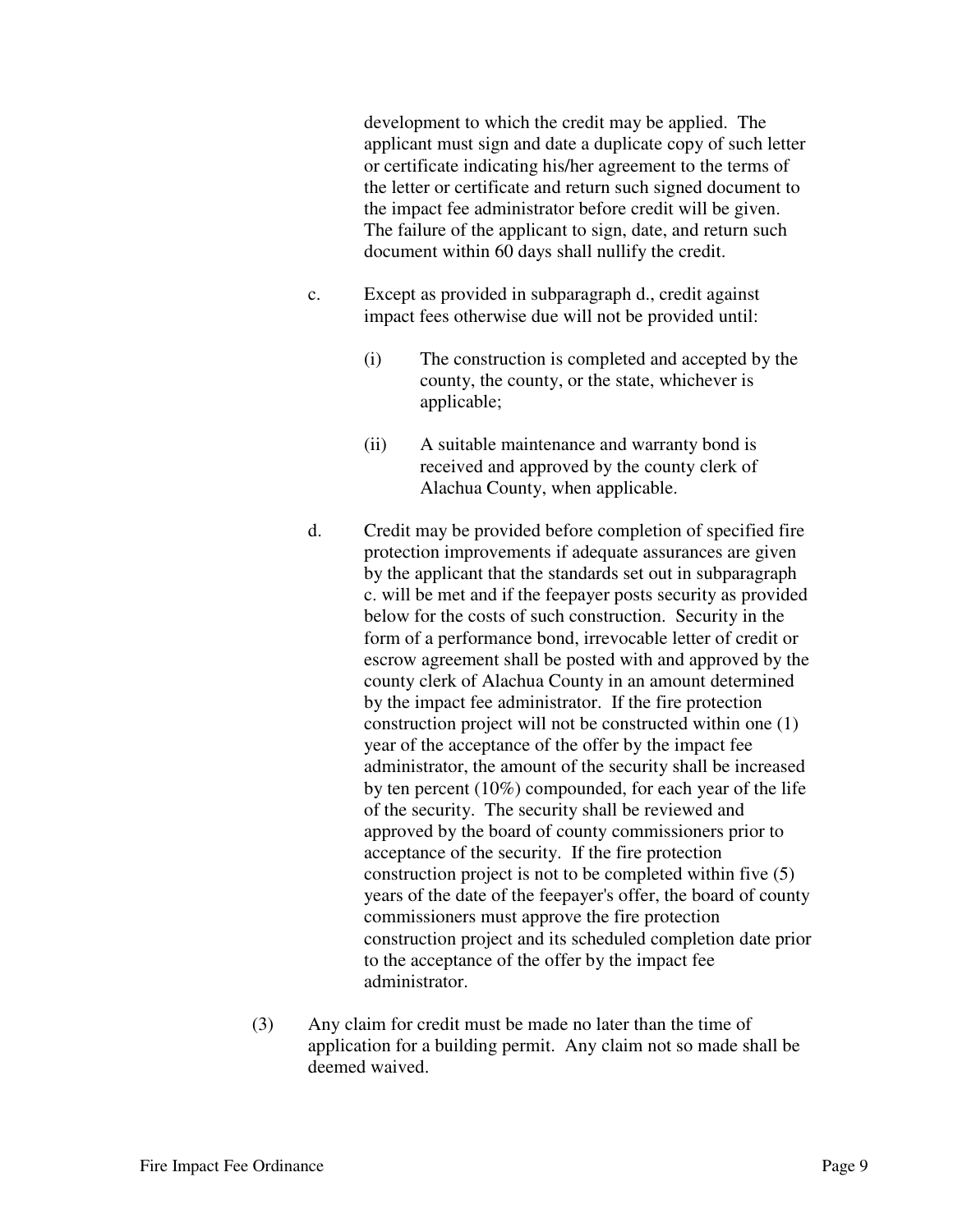development to which the credit may be applied. The applicant must sign and date a duplicate copy of such letter or certificate indicating his/her agreement to the terms of the letter or certificate and return such signed document to the impact fee administrator before credit will be given. The failure of the applicant to sign, date, and return such document within 60 days shall nullify the credit.

c. Except as provided in subparagraph d., credit against impact fees otherwise due will not be provided until:

(i) The construction is completed and accepted by the county, the county, or the state, whichever is applicable;

(ii) A suitable maintenance and warranty bond is received and approved by the county clerk of Alachua County, when applicable.

d. Credit may be provided before completion of specified fire protection improvements if adequate assurances are given by the applicant that the standards set out in subparagraph c. will be met and if the feepayer posts security as provided below for the costs of such construction. Security in the form of a performance bond, irrevocable letter of credit or escrow agreement shall be posted with and approved by the county clerk of Alachua County in an amount determined by the impact fee administrator. If the fire protection construction project will not be constructed within one (1) year of the acceptance of the offer by the impact fee administrator, the amount of the security shall be increased by ten percent (10%) compounded, for each year of the life of the security. The security shall be reviewed and approved by the board of county commissioners prior to acceptance of the security. If the fire protection construction project is not to be completed within five (5) years of the date of the feepayer's offer, the board of county commissioners must approve the fire protection construction project and its scheduled completion date prior to the acceptance of the offer by the impact fee administrator.

(3) Any claim for credit must be made no later than the time of application for a building permit. Any claim not so made shall be deemed waived.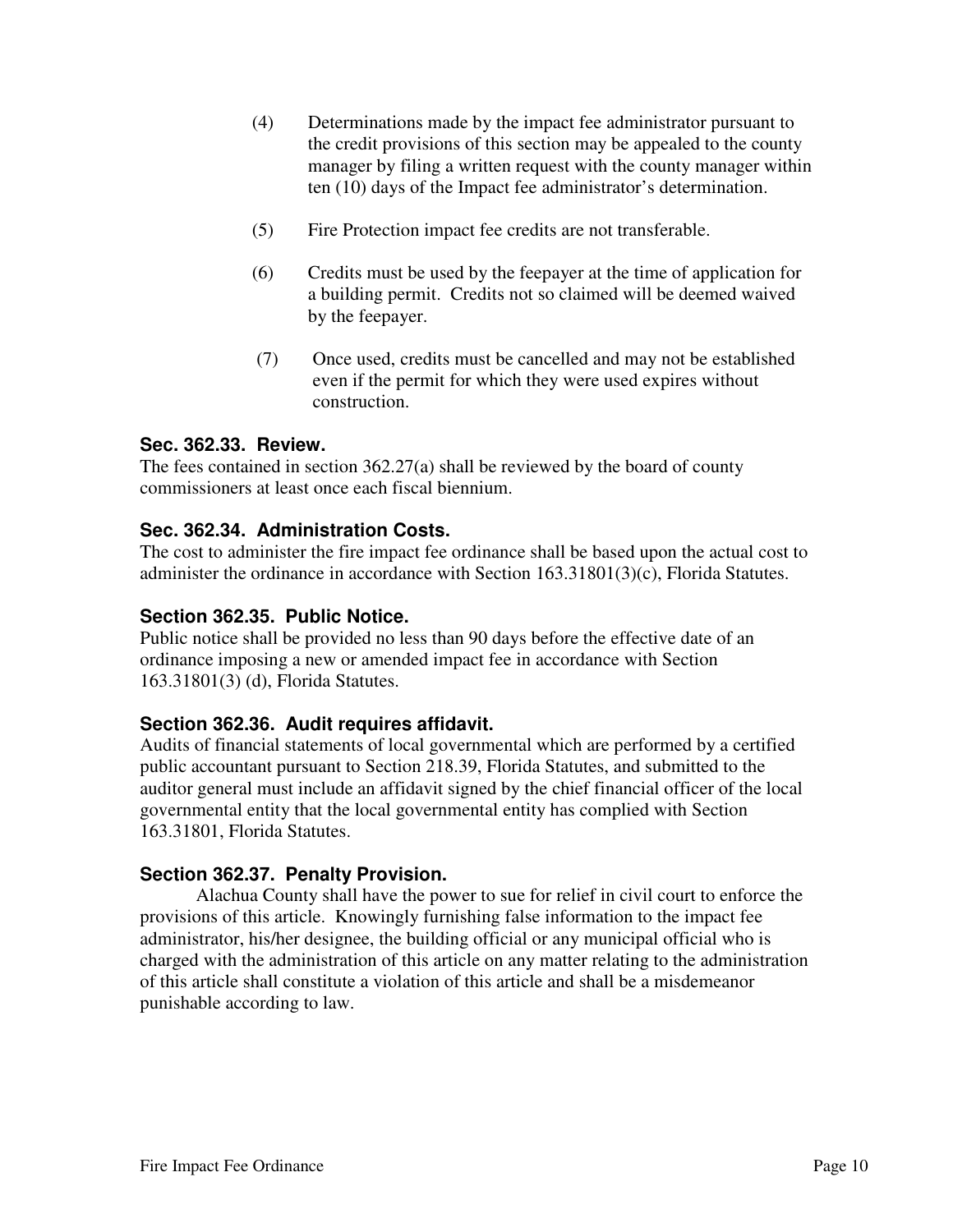(4) Determinations made by the impact fee administrator pursuant to the credit provisions of this section may be appealed to the county manager by filing a written request with the county manager within ten (10) days of the Impact fee administrator's determination.

(5) Fire Protection impact fee credits are not transferable.

(6) Credits must be used by the feepayer at the time of application for a building permit. Credits not so claimed will be deemed waived by the feepayer.

(7) Once used, credits must be cancelled and may not be established even if the permit for which they were used expires without construction.

### Sec. 362.33. Review.

The fees contained in section 362.27(a) shall be reviewed by the board of county commissioners at least once each fiscal biennium.

### Sec. 362.34. Administration Costs.

The cost to administer the fire impact fee ordinance shall be based upon the actual cost to administer the ordinance in accordance with Section 163.31801(3)(c), Florida Statutes.

### Section 362.35. Public Notice.

Public notice shall be provided no less than 90 days before the effective date of an ordinance imposing a new or amended impact fee in accordance with Section 163.31801(3) (d), Florida Statutes.

### Section 362.36. Audit requires affidavit.

Audits of financial statements of local governmental which are performed by a certified public accountant pursuant to Section 218.39, Florida Statutes, and submitted to the auditor general must include an affidavit signed by the chief financial officer of the local governmental entity that the local governmental entity has complied with Section 163.31801, Florida Statutes.

### Section 362.37. Penalty Provision.

Alachua County shall have the power to sue for relief in civil court to enforce the provisions of this article. Knowingly furnishing false information to the impact fee administrator, his/her designee, the building official or any municipal official who is charged with the administration of this article on any matter relating to the administration of this article shall constitute a violation of this article and shall be a misdemeanor punishable according to law.